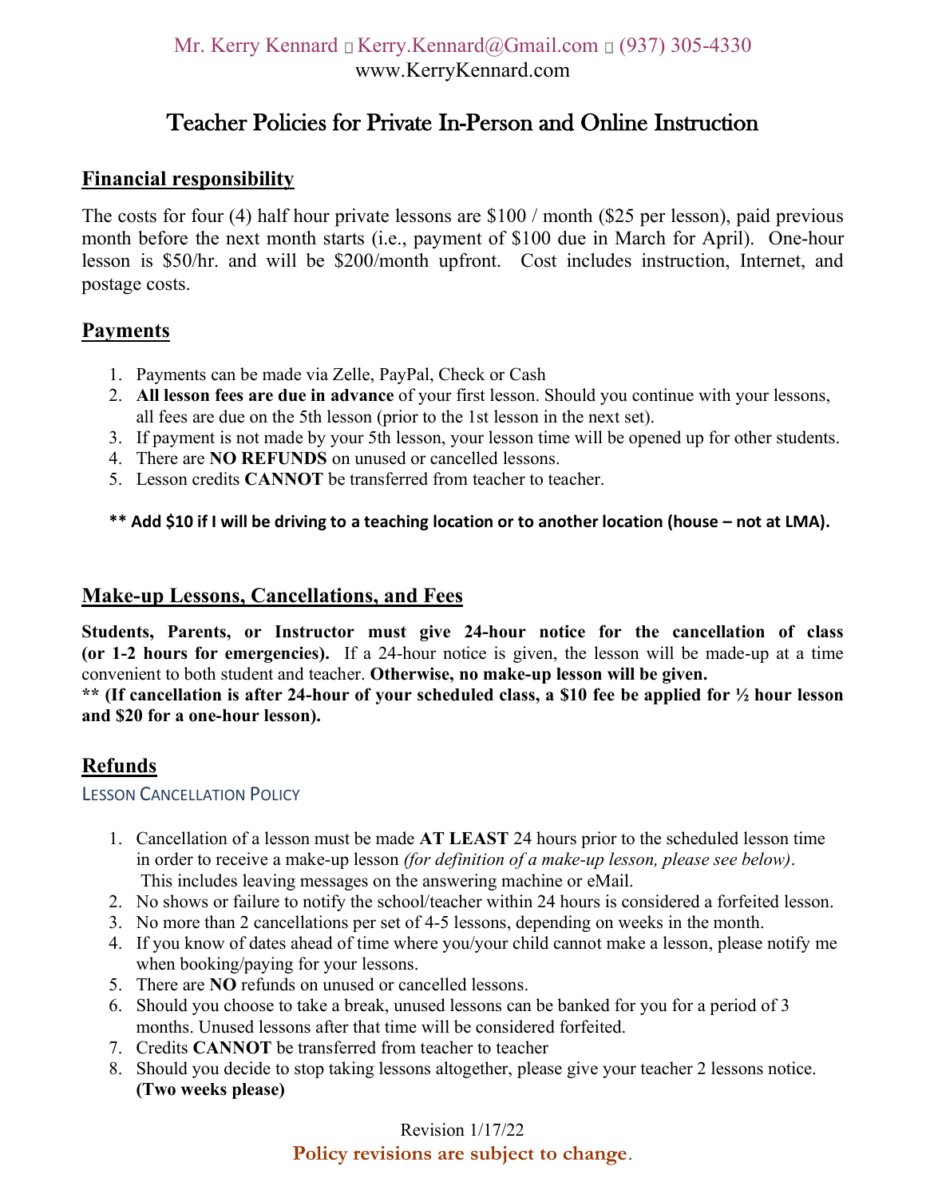Mr. Kerry Kennard  Kerry.Kennard@Gmail.com  (937) 305-4330
www.KerryKennard.com

# Teacher Policies for Private In-Person and Online Instruction

## Financial responsibility

The costs for four (4) half hour private lessons are $100 / month ($25 per lesson), paid previous month before the next month starts (i.e., payment of $100 due in March for April). One-hour lesson is $50/hr. and will be $200/month upfront. Cost includes instruction, Internet, and postage costs.

## Payments

1. Payments can be made via Zelle, PayPal, Check or Cash
2. **All lesson fees are due in advance** of your first lesson. Should you continue with your lessons, all fees are due on the 5th lesson (prior to the 1st lesson in the next set).
3. If payment is not made by your 5th lesson, your lesson time will be opened up for other students.
4. There are **NO REFUNDS** on unused or cancelled lessons.
5. Lesson credits **CANNOT** be transferred from teacher to teacher.

**** Add $10 if I will be driving to a teaching location or to another location (house – not at LMA).**

## Make-up Lessons, Cancellations, and Fees

**Students, Parents, or Instructor must give 24-hour notice for the cancellation of class (or 1-2 hours for emergencies).** If a 24-hour notice is given, the lesson will be made-up at a time convenient to both student and teacher. **Otherwise, no make-up lesson will be given.**
**** (If cancellation is after 24-hour of your scheduled class, a $10 fee be applied for ½ hour lesson and $20 for a one-hour lesson).**

## Refunds

### Lesson Cancellation Policy

1. Cancellation of a lesson must be made **AT LEAST** 24 hours prior to the scheduled lesson time in order to receive a make-up lesson *(for definition of a make-up lesson, please see below)*. This includes leaving messages on the answering machine or eMail.
2. No shows or failure to notify the school/teacher within 24 hours is considered a forfeited lesson.
3. No more than 2 cancellations per set of 4-5 lessons, depending on weeks in the month.
4. If you know of dates ahead of time where you/your child cannot make a lesson, please notify me when booking/paying for your lessons.
5. There are **NO** refunds on unused or cancelled lessons.
6. Should you choose to take a break, unused lessons can be banked for you for a period of 3 months. Unused lessons after that time will be considered forfeited.
7. Credits **CANNOT** be transferred from teacher to teacher
8. Should you decide to stop taking lessons altogether, please give your teacher 2 lessons notice. **(Two weeks please)**

Revision 1/17/22

**Policy revisions are subject to change.**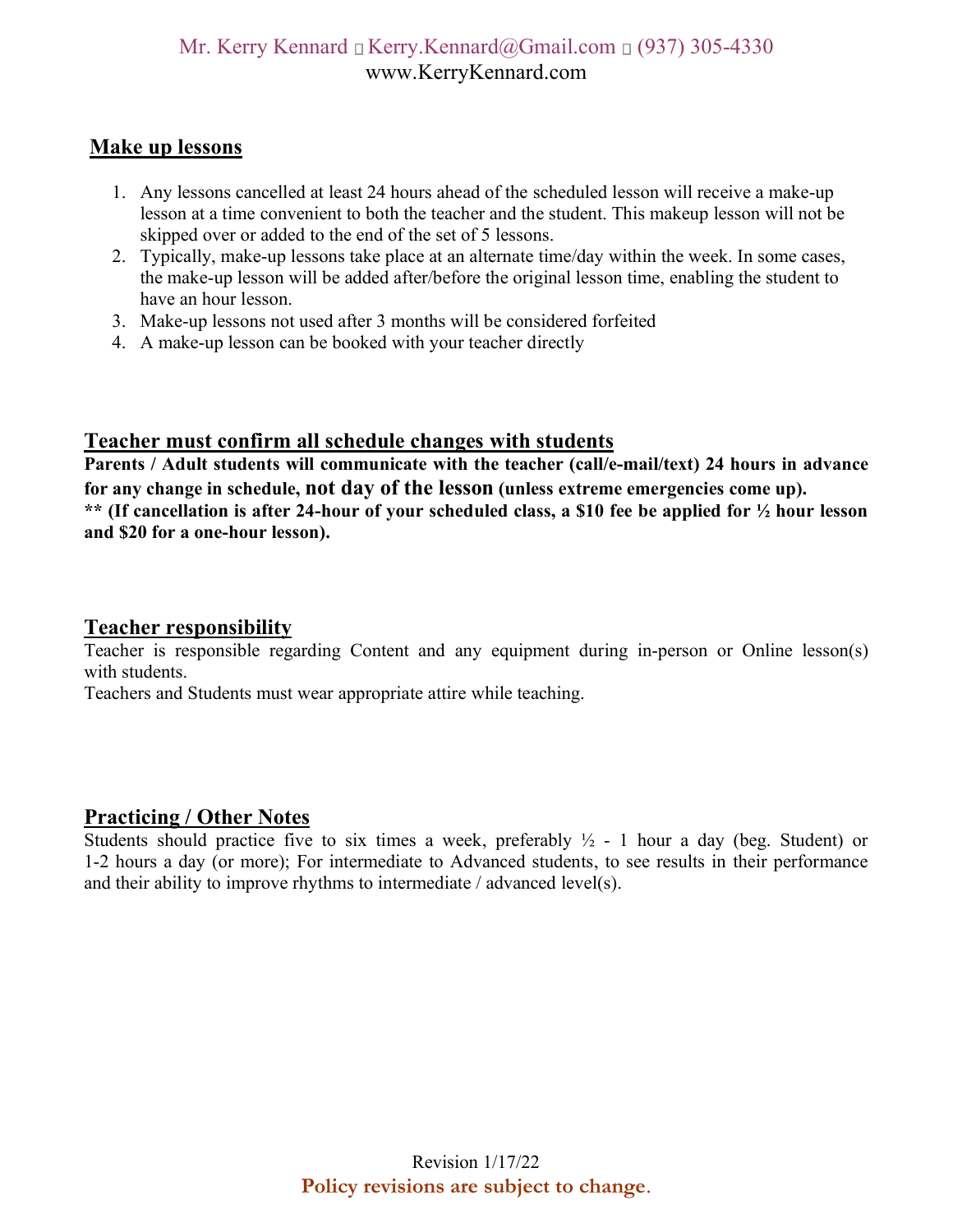## Make up lessons

1. Any lessons cancelled at least 24 hours ahead of the scheduled lesson will receive a make-up lesson at a time convenient to both the teacher and the student. This makeup lesson will not be skipped over or added to the end of the set of 5 lessons.
2. Typically, make-up lessons take place at an alternate time/day within the week. In some cases, the make-up lesson will be added after/before the original lesson time, enabling the student to have an hour lesson.
3. Make-up lessons not used after 3 months will be considered forfeited
4. A make-up lesson can be booked with your teacher directly

## Teacher must confirm all schedule changes with students

**Parents / Adult students will communicate with the teacher (call/e-mail/text) 24 hours in advance for any change in schedule, not day of the lesson (unless extreme emergencies come up).**
**\*\* (If cancellation is after 24-hour of your scheduled class, a $10 fee be applied for ½ hour lesson and $20 for a one-hour lesson).**

## Teacher responsibility

Teacher is responsible regarding Content and any equipment during in-person or Online lesson(s) with students.
Teachers and Students must wear appropriate attire while teaching.

## Practicing / Other Notes

Students should practice five to six times a week, preferably ½ - 1 hour a day (beg. Student) or 1-2 hours a day (or more); For intermediate to Advanced students, to see results in their performance and their ability to improve rhythms to intermediate / advanced level(s).

Revision 1/17/22
**Policy revisions are subject to change.**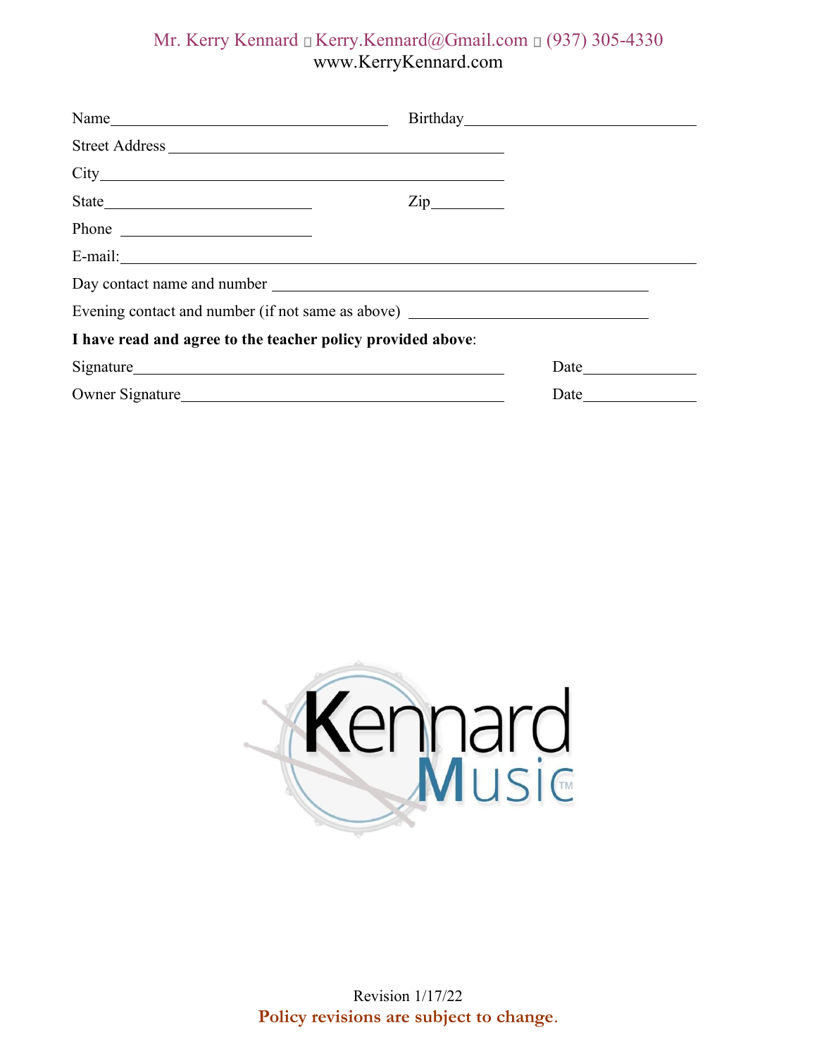Mr. Kerry Kennard  Kerry.Kennard@Gmail.com  (937) 305-4330
www.KerryKennard.com

Name____________________________________ Birthday______________________________

Street Address ____________________________________________

City______________________________________________________

State__________________________ Zip_________

Phone ________________________

E-mail:______________________________________________________________________

Day contact name and number ________________________________________________

Evening contact and number (if not same as above) ______________________________

**I have read and agree to the teacher policy provided above**:

Signature_______________________________________________ Date______________

Owner Signature_________________________________________ Date______________

Kennard Music™

Revision 1/17/22

**Policy revisions are subject to change**.